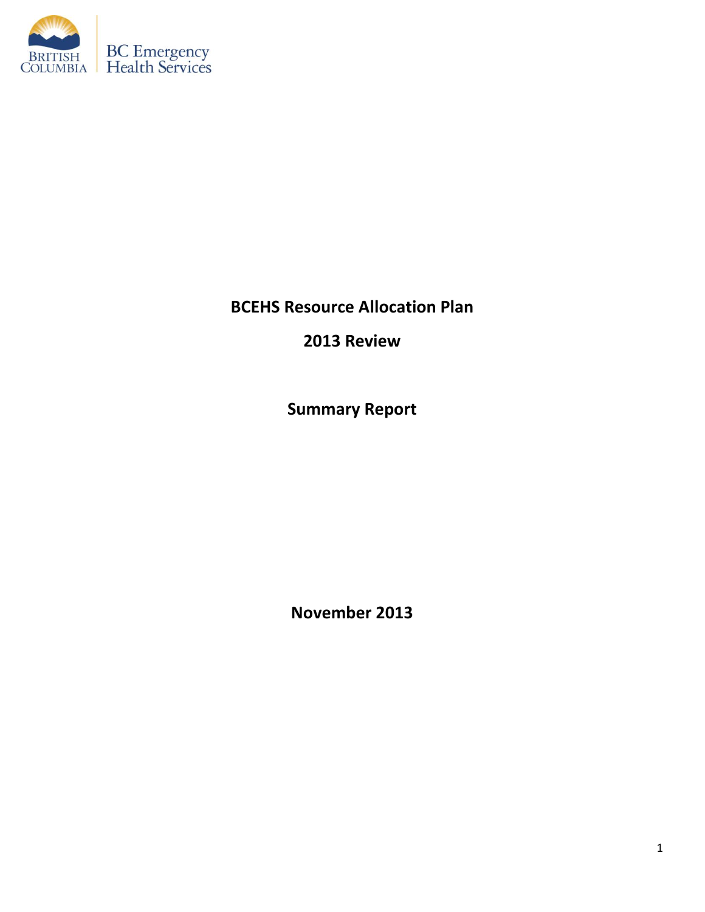BRITISH COLUMBIA | BC Emergency Health Services

# BCEHS Resource Allocation Plan

## 2013 Review

## Summary Report

**November 2013**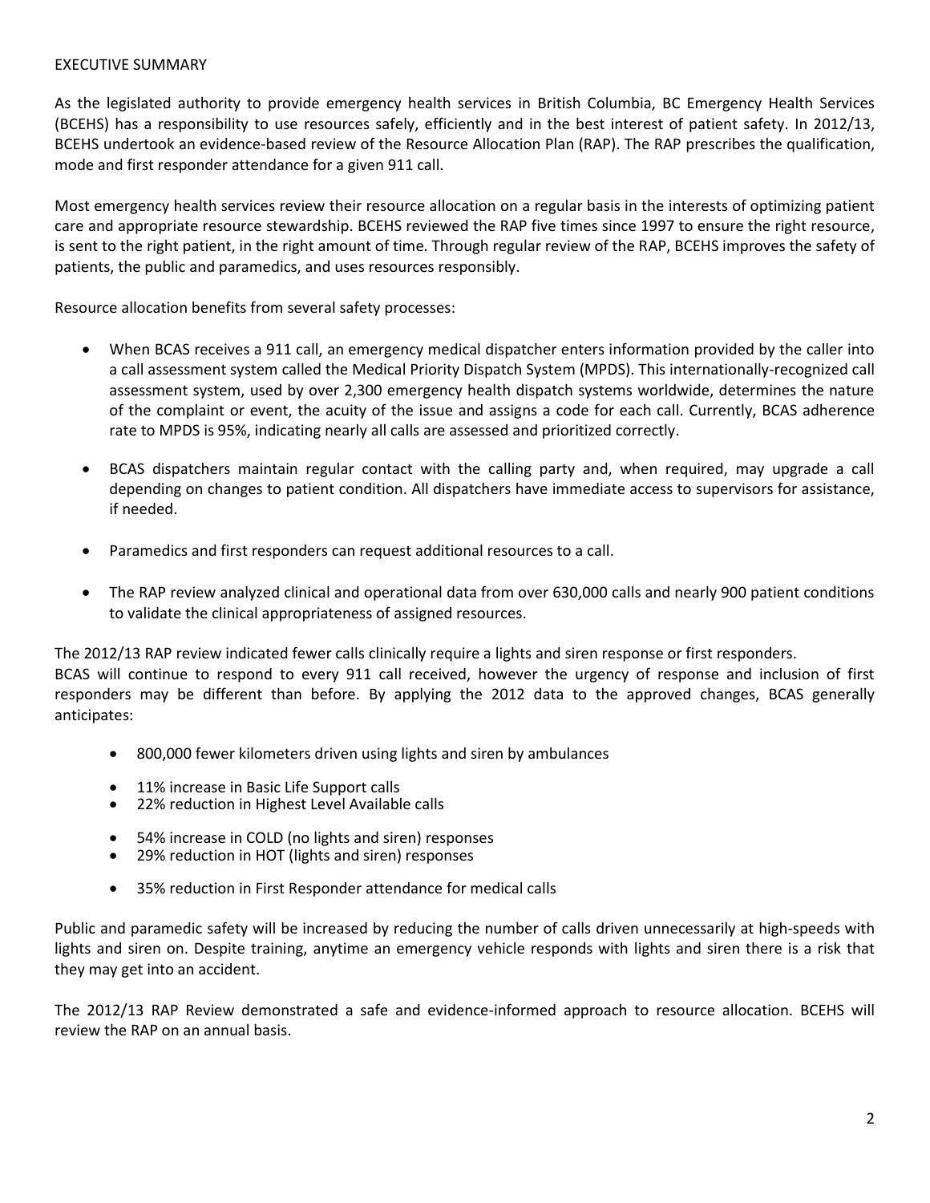# EXECUTIVE SUMMARY

As the legislated authority to provide emergency health services in British Columbia, BC Emergency Health Services (BCEHS) has a responsibility to use resources safely, efficiently and in the best interest of patient safety. In 2012/13, BCEHS undertook an evidence-based review of the Resource Allocation Plan (RAP). The RAP prescribes the qualification, mode and first responder attendance for a given 911 call.

Most emergency health services review their resource allocation on a regular basis in the interests of optimizing patient care and appropriate resource stewardship. BCEHS reviewed the RAP five times since 1997 to ensure the right resource, is sent to the right patient, in the right amount of time. Through regular review of the RAP, BCEHS improves the safety of patients, the public and paramedics, and uses resources responsibly.

Resource allocation benefits from several safety processes:

- When BCAS receives a 911 call, an emergency medical dispatcher enters information provided by the caller into a call assessment system called the Medical Priority Dispatch System (MPDS). This internationally-recognized call assessment system, used by over 2,300 emergency health dispatch systems worldwide, determines the nature of the complaint or event, the acuity of the issue and assigns a code for each call. Currently, BCAS adherence rate to MPDS is 95%, indicating nearly all calls are assessed and prioritized correctly.
- BCAS dispatchers maintain regular contact with the calling party and, when required, may upgrade a call depending on changes to patient condition. All dispatchers have immediate access to supervisors for assistance, if needed.
- Paramedics and first responders can request additional resources to a call.
- The RAP review analyzed clinical and operational data from over 630,000 calls and nearly 900 patient conditions to validate the clinical appropriateness of assigned resources.

The 2012/13 RAP review indicated fewer calls clinically require a lights and siren response or first responders.
BCAS will continue to respond to every 911 call received, however the urgency of response and inclusion of first responders may be different than before. By applying the 2012 data to the approved changes, BCAS generally anticipates:

- 800,000 fewer kilometers driven using lights and siren by ambulances
- 11% increase in Basic Life Support calls
- 22% reduction in Highest Level Available calls
- 54% increase in COLD (no lights and siren) responses
- 29% reduction in HOT (lights and siren) responses
- 35% reduction in First Responder attendance for medical calls

Public and paramedic safety will be increased by reducing the number of calls driven unnecessarily at high-speeds with lights and siren on. Despite training, anytime an emergency vehicle responds with lights and siren there is a risk that they may get into an accident.

The 2012/13 RAP Review demonstrated a safe and evidence-informed approach to resource allocation. BCEHS will review the RAP on an annual basis.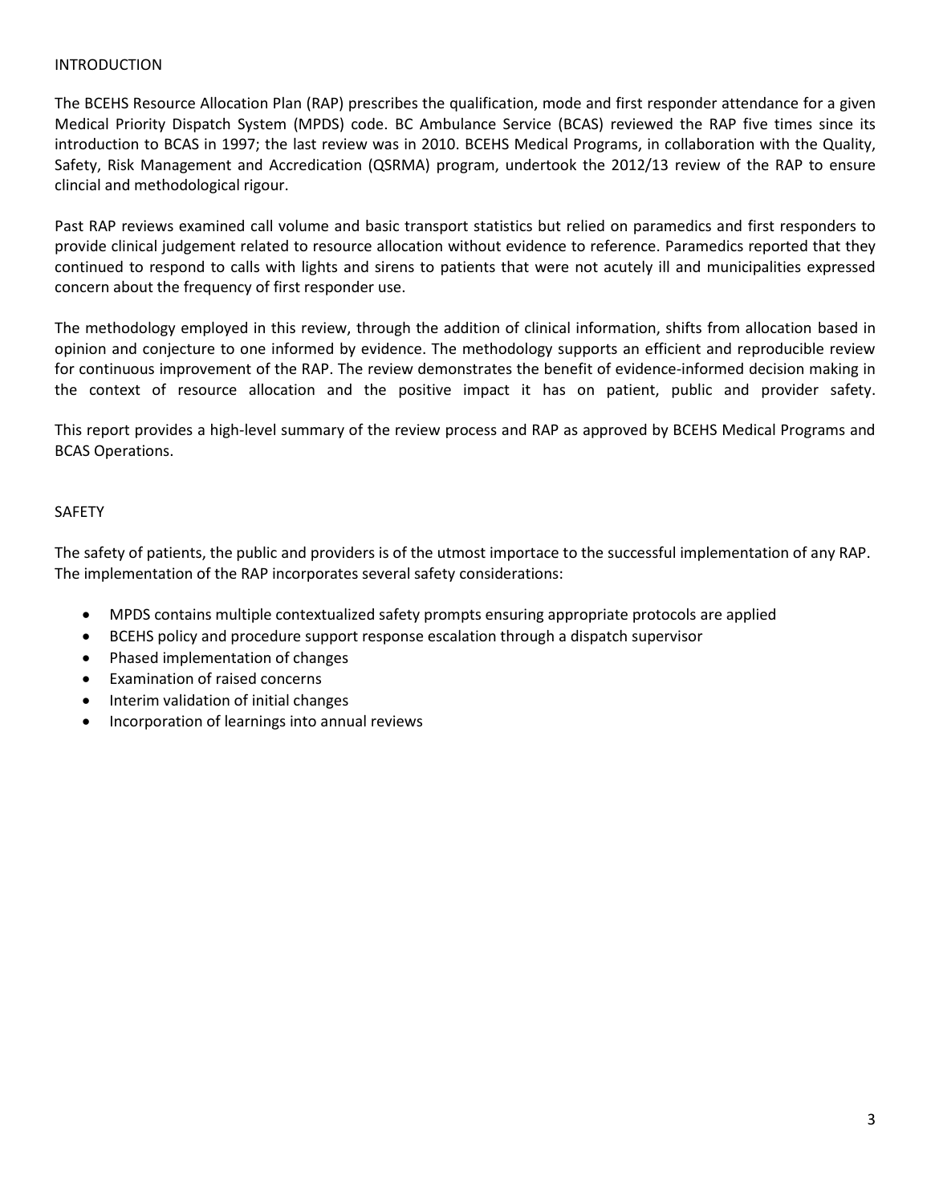## INTRODUCTION

The BCEHS Resource Allocation Plan (RAP) prescribes the qualification, mode and first responder attendance for a given Medical Priority Dispatch System (MPDS) code. BC Ambulance Service (BCAS) reviewed the RAP five times since its introduction to BCAS in 1997; the last review was in 2010. BCEHS Medical Programs, in collaboration with the Quality, Safety, Risk Management and Accredication (QSRMA) program, undertook the 2012/13 review of the RAP to ensure clincial and methodological rigour.

Past RAP reviews examined call volume and basic transport statistics but relied on paramedics and first responders to provide clinical judgement related to resource allocation without evidence to reference. Paramedics reported that they continued to respond to calls with lights and sirens to patients that were not acutely ill and municipalities expressed concern about the frequency of first responder use.

The methodology employed in this review, through the addition of clinical information, shifts from allocation based in opinion and conjecture to one informed by evidence. The methodology supports an efficient and reproducible review for continuous improvement of the RAP. The review demonstrates the benefit of evidence-informed decision making in the context of resource allocation and the positive impact it has on patient, public and provider safety.

This report provides a high-level summary of the review process and RAP as approved by BCEHS Medical Programs and BCAS Operations.

## SAFETY

The safety of patients, the public and providers is of the utmost importace to the successful implementation of any RAP. The implementation of the RAP incorporates several safety considerations:

- MPDS contains multiple contextualized safety prompts ensuring appropriate protocols are applied
- BCEHS policy and procedure support response escalation through a dispatch supervisor
- Phased implementation of changes
- Examination of raised concerns
- Interim validation of initial changes
- Incorporation of learnings into annual reviews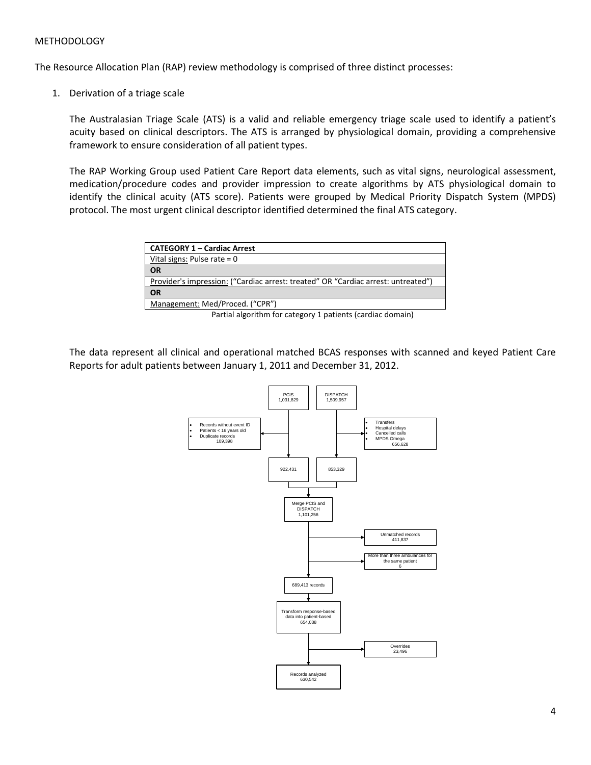METHODOLOGY

The Resource Allocation Plan (RAP) review methodology is comprised of three distinct processes:

1. Derivation of a triage scale

   The Australasian Triage Scale (ATS) is a valid and reliable emergency triage scale used to identify a patient's acuity based on clinical descriptors. The ATS is arranged by physiological domain, providing a comprehensive framework to ensure consideration of all patient types.

   The RAP Working Group used Patient Care Report data elements, such as vital signs, neurological assessment, medication/procedure codes and provider impression to create algorithms by ATS physiological domain to identify the clinical acuity (ATS score). Patients were grouped by Medical Priority Dispatch System (MPDS) protocol. The most urgent clinical descriptor identified determined the final ATS category.

| **CATEGORY 1 – Cardiac Arrest** |
|---|
| Vital signs: Pulse rate = 0 |
| **OR** |
| Provider's impression: ("Cardiac arrest: treated" OR "Cardiac arrest: untreated") |
| **OR** |
| Management: Med/Proced. ("CPR") |

Partial algorithm for category 1 patients (cardiac domain)

   The data represent all clinical and operational matched BCAS responses with scanned and keyed Patient Care Reports for adult patients between January 1, 2011 and December 31, 2012.

PCIS 1,031,829

DISPATCH 1,509,957

- Records without event ID
- Patients < 16 years old
- Duplicate records

109,398

- Transfers
- Hospital delays
- Cancelled calls
- MPDS Omega

656,628

922,431

853,329

Merge PCIS and DISPATCH 1,101,256

Unmatched records 411,837

More than three ambulances for the same patient 6

689,413 records

Transform response-based data into patient-based 654,038

Overrides 23,496

Records analyzed 630,542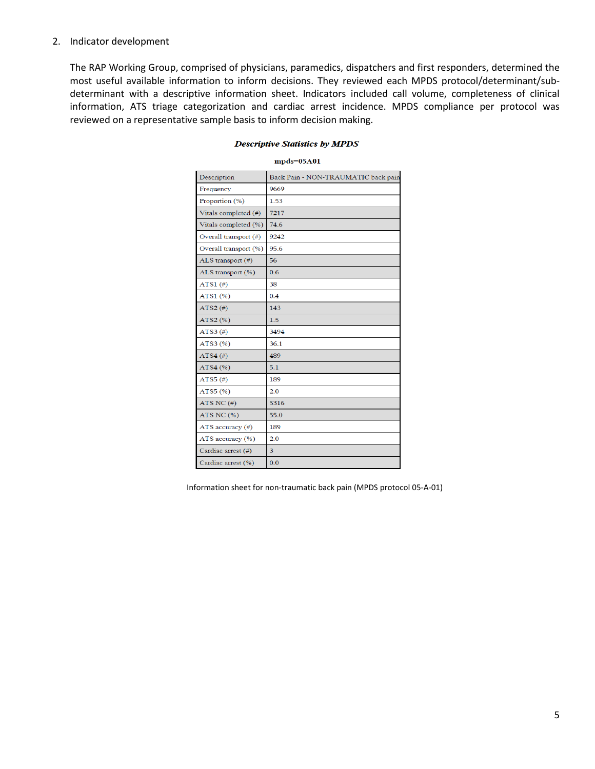2. Indicator development

   The RAP Working Group, comprised of physicians, paramedics, dispatchers and first responders, determined the most useful available information to inform decisions. They reviewed each MPDS protocol/determinant/sub-determinant with a descriptive information sheet. Indicators included call volume, completeness of clinical information, ATS triage categorization and cardiac arrest incidence. MPDS compliance per protocol was reviewed on a representative sample basis to inform decision making.

***Descriptive Statistics by MPDS***

**mpds=05A01**

| Description | Back Pain - NON-TRAUMATIC back pain |
|---|---|
| Frequency | 9669 |
| Proportion (%) | 1.53 |
| Vitals completed (#) | 7217 |
| Vitals completed (%) | 74.6 |
| Overall transport (#) | 9242 |
| Overall transport (%) | 95.6 |
| ALS transport (#) | 56 |
| ALS transport (%) | 0.6 |
| ATS1 (#) | 38 |
| ATS1 (%) | 0.4 |
| ATS2 (#) | 143 |
| ATS2 (%) | 1.5 |
| ATS3 (#) | 3494 |
| ATS3 (%) | 36.1 |
| ATS4 (#) | 489 |
| ATS4 (%) | 5.1 |
| ATS5 (#) | 189 |
| ATS5 (%) | 2.0 |
| ATS NC (#) | 5316 |
| ATS NC (%) | 55.0 |
| ATS accuracy (#) | 189 |
| ATS accuracy (%) | 2.0 |
| Cardiac arrest (#) | 3 |
| Cardiac arrest (%) | 0.0 |

Information sheet for non-traumatic back pain (MPDS protocol 05-A-01)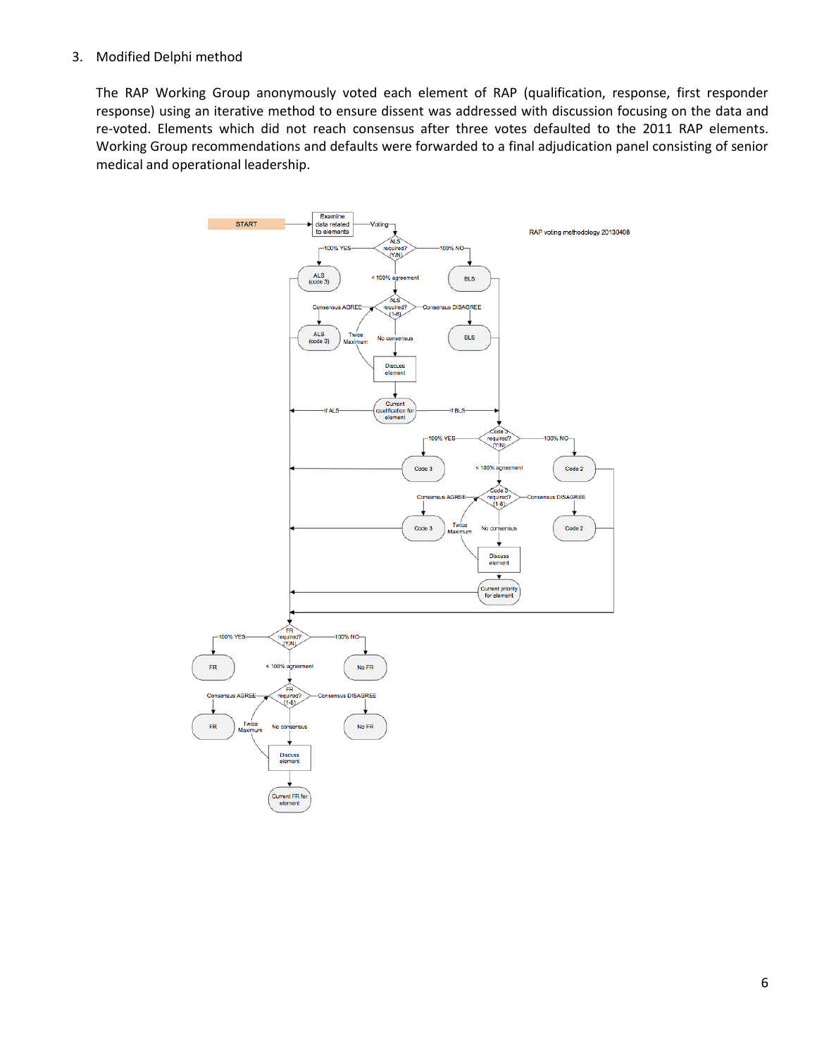3. Modified Delphi method

   The RAP Working Group anonymously voted each element of RAP (qualification, response, first responder response) using an iterative method to ensure dissent was addressed with discussion focusing on the data and re-voted. Elements which did not reach consensus after three votes defaulted to the 2011 RAP elements. Working Group recommendations and defaults were forwarded to a final adjudication panel consisting of senior medical and operational leadership.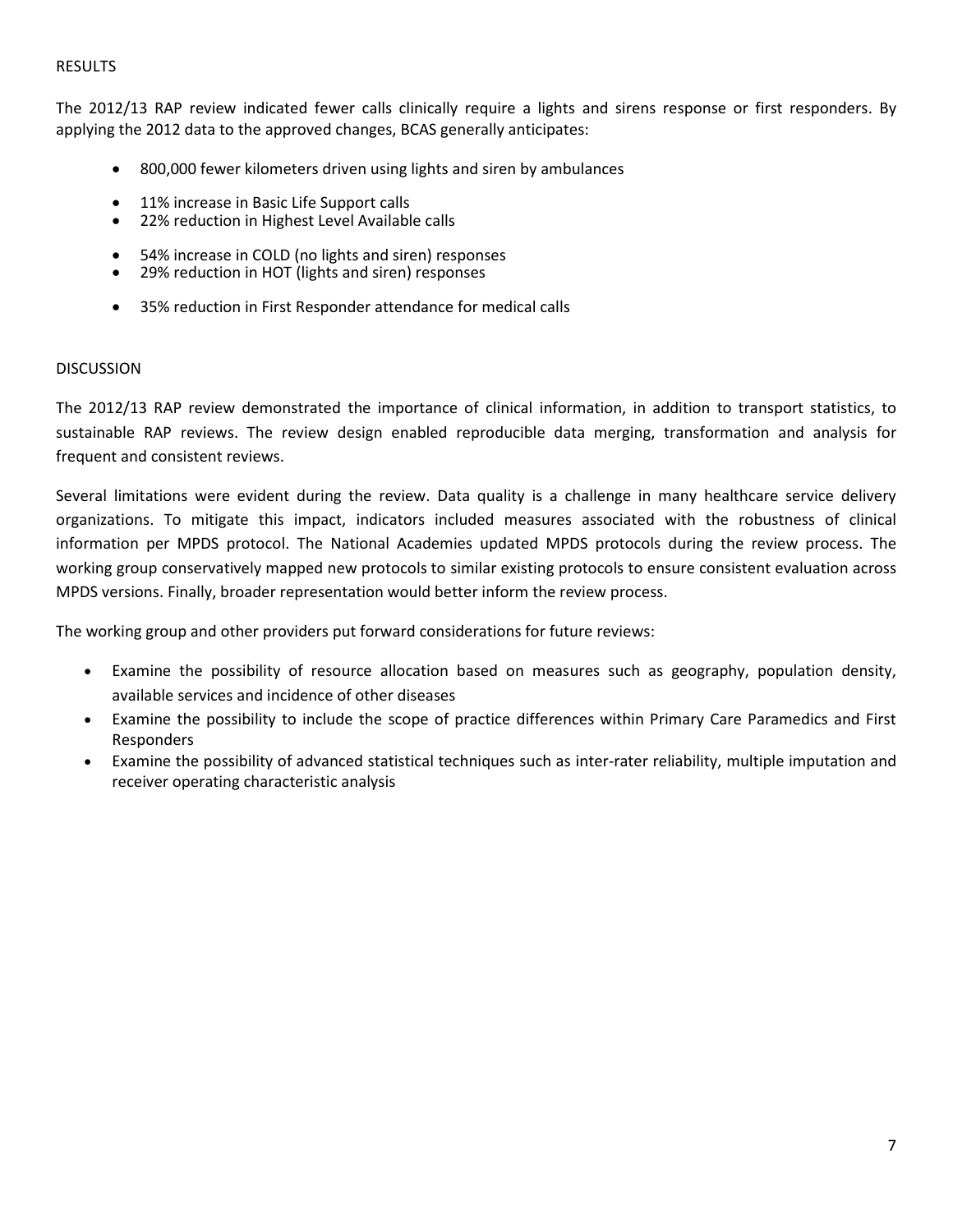## RESULTS

The 2012/13 RAP review indicated fewer calls clinically require a lights and sirens response or first responders. By applying the 2012 data to the approved changes, BCAS generally anticipates:

- 800,000 fewer kilometers driven using lights and siren by ambulances

- 11% increase in Basic Life Support calls
- 22% reduction in Highest Level Available calls

- 54% increase in COLD (no lights and siren) responses
- 29% reduction in HOT (lights and siren) responses

- 35% reduction in First Responder attendance for medical calls

## DISCUSSION

The 2012/13 RAP review demonstrated the importance of clinical information, in addition to transport statistics, to sustainable RAP reviews. The review design enabled reproducible data merging, transformation and analysis for frequent and consistent reviews.

Several limitations were evident during the review. Data quality is a challenge in many healthcare service delivery organizations. To mitigate this impact, indicators included measures associated with the robustness of clinical information per MPDS protocol. The National Academies updated MPDS protocols during the review process. The working group conservatively mapped new protocols to similar existing protocols to ensure consistent evaluation across MPDS versions. Finally, broader representation would better inform the review process.

The working group and other providers put forward considerations for future reviews:

- Examine the possibility of resource allocation based on measures such as geography, population density, available services and incidence of other diseases
- Examine the possibility to include the scope of practice differences within Primary Care Paramedics and First Responders
- Examine the possibility of advanced statistical techniques such as inter-rater reliability, multiple imputation and receiver operating characteristic analysis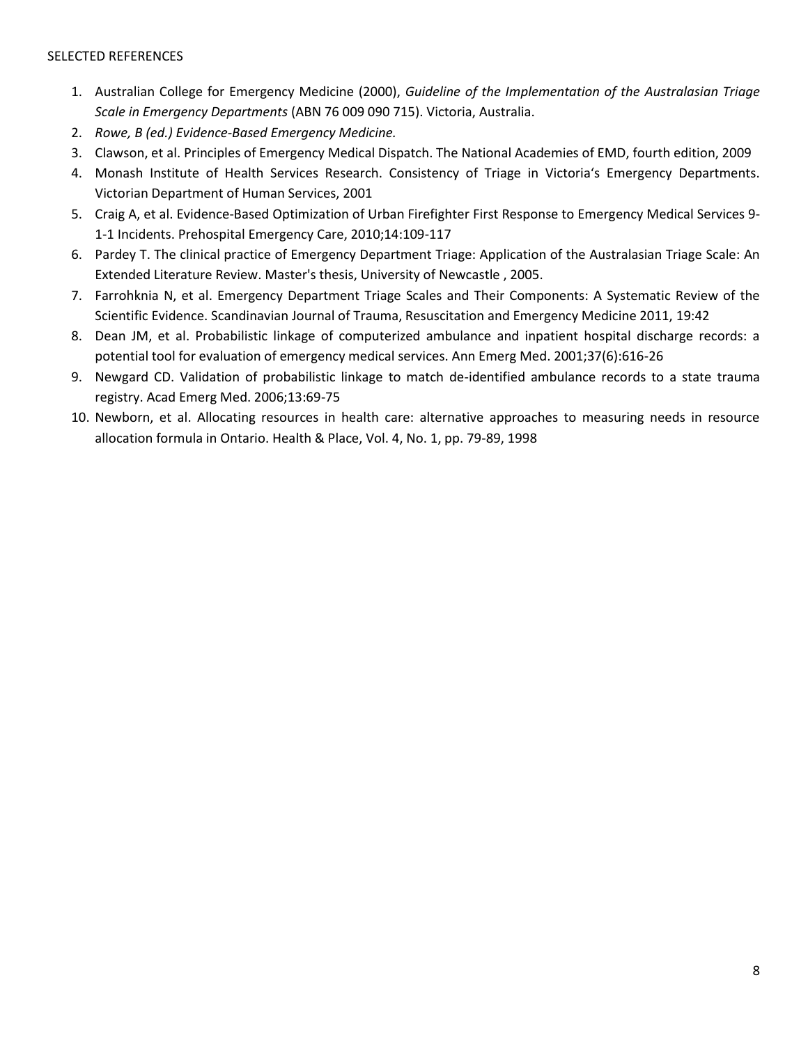SELECTED REFERENCES

1. Australian College for Emergency Medicine (2000), *Guideline of the Implementation of the Australasian Triage Scale in Emergency Departments* (ABN 76 009 090 715). Victoria, Australia.
2. *Rowe, B (ed.) Evidence-Based Emergency Medicine.*
3. Clawson, et al. Principles of Emergency Medical Dispatch. The National Academies of EMD, fourth edition, 2009
4. Monash Institute of Health Services Research. Consistency of Triage in Victoria's Emergency Departments. Victorian Department of Human Services, 2001
5. Craig A, et al. Evidence-Based Optimization of Urban Firefighter First Response to Emergency Medical Services 9-1-1 Incidents. Prehospital Emergency Care, 2010;14:109-117
6. Pardey T. The clinical practice of Emergency Department Triage: Application of the Australasian Triage Scale: An Extended Literature Review. Master's thesis, University of Newcastle , 2005.
7. Farrohknia N, et al. Emergency Department Triage Scales and Their Components: A Systematic Review of the Scientific Evidence. Scandinavian Journal of Trauma, Resuscitation and Emergency Medicine 2011, 19:42
8. Dean JM, et al. Probabilistic linkage of computerized ambulance and inpatient hospital discharge records: a potential tool for evaluation of emergency medical services. Ann Emerg Med. 2001;37(6):616-26
9. Newgard CD. Validation of probabilistic linkage to match de-identified ambulance records to a state trauma registry. Acad Emerg Med. 2006;13:69-75
10. Newborn, et al. Allocating resources in health care: alternative approaches to measuring needs in resource allocation formula in Ontario. Health & Place, Vol. 4, No. 1, pp. 79-89, 1998